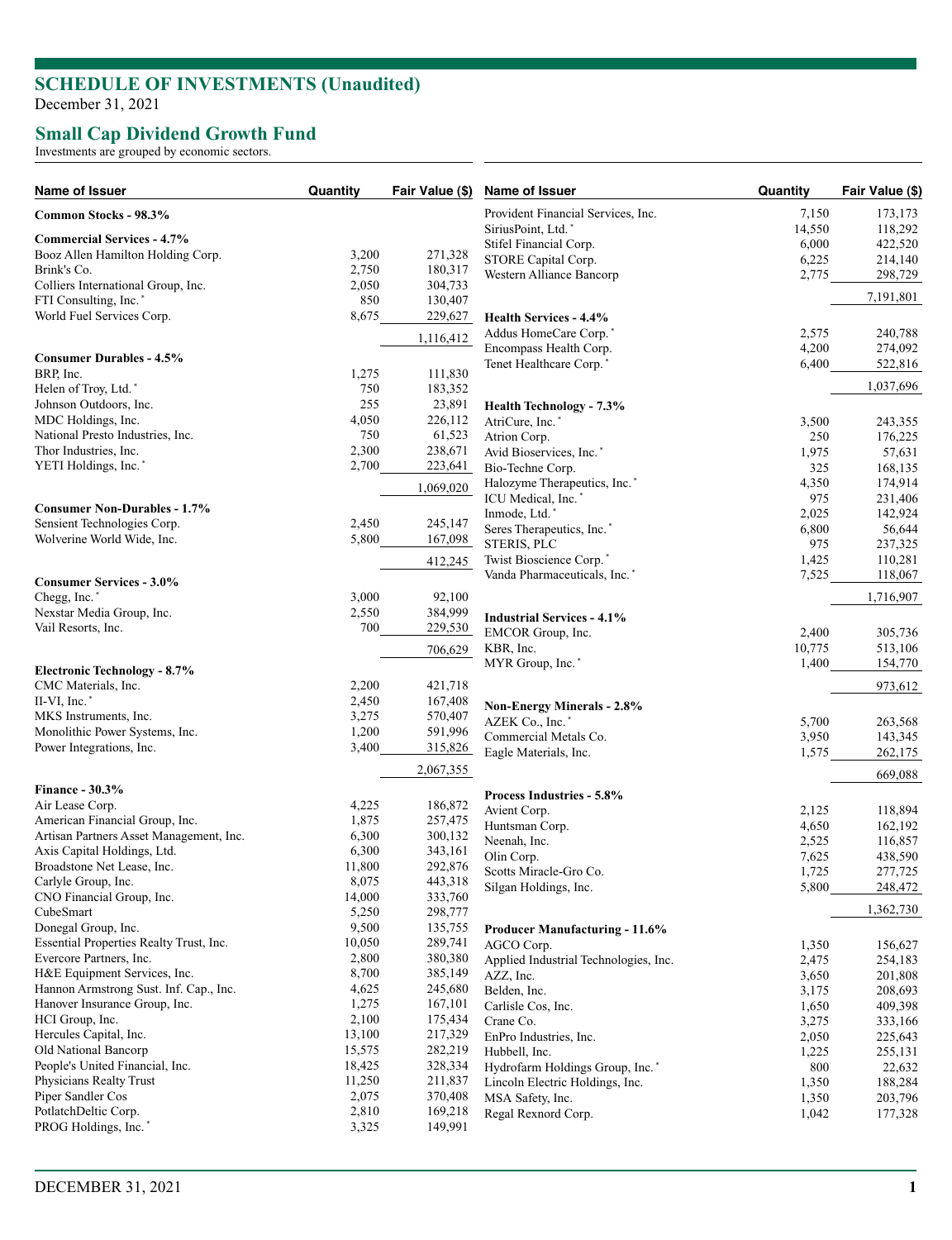# SCHEDULE OF INVESTMENTS (Unaudited)

December 31, 2021

## Small Cap Dividend Growth Fund

Investments are grouped by economic sectors.

| Name of Issuer | Quantity | Fair Value ($) |
|---|---|---|
| **Common Stocks - 98.3%** | | |
| **Commercial Services - 4.7%** | | |
| Booz Allen Hamilton Holding Corp. | 3,200 | 271,328 |
| Brink's Co. | 2,750 | 180,317 |
| Colliers International Group, Inc. | 2,050 | 304,733 |
| FTI Consulting, Inc. * | 850 | 130,407 |
| World Fuel Services Corp. | 8,675 | 229,627 |
| | | 1,116,412 |
| **Consumer Durables - 4.5%** | | |
| BRP, Inc. | 1,275 | 111,830 |
| Helen of Troy, Ltd. * | 750 | 183,352 |
| Johnson Outdoors, Inc. | 255 | 23,891 |
| MDC Holdings, Inc. | 4,050 | 226,112 |
| National Presto Industries, Inc. | 750 | 61,523 |
| Thor Industries, Inc. | 2,300 | 238,671 |
| YETI Holdings, Inc. * | 2,700 | 223,641 |
| | | 1,069,020 |
| **Consumer Non-Durables - 1.7%** | | |
| Sensient Technologies Corp. | 2,450 | 245,147 |
| Wolverine World Wide, Inc. | 5,800 | 167,098 |
| | | 412,245 |
| **Consumer Services - 3.0%** | | |
| Chegg, Inc. * | 3,000 | 92,100 |
| Nexstar Media Group, Inc. | 2,550 | 384,999 |
| Vail Resorts, Inc. | 700 | 229,530 |
| | | 706,629 |
| **Electronic Technology - 8.7%** | | |
| CMC Materials, Inc. | 2,200 | 421,718 |
| II-VI, Inc. * | 2,450 | 167,408 |
| MKS Instruments, Inc. | 3,275 | 570,407 |
| Monolithic Power Systems, Inc. | 1,200 | 591,996 |
| Power Integrations, Inc. | 3,400 | 315,826 |
| | | 2,067,355 |
| **Finance - 30.3%** | | |
| Air Lease Corp. | 4,225 | 186,872 |
| American Financial Group, Inc. | 1,875 | 257,475 |
| Artisan Partners Asset Management, Inc. | 6,300 | 300,132 |
| Axis Capital Holdings, Ltd. | 6,300 | 343,161 |
| Broadstone Net Lease, Inc. | 11,800 | 292,876 |
| Carlyle Group, Inc. | 8,075 | 443,318 |
| CNO Financial Group, Inc. | 14,000 | 333,760 |
| CubeSmart | 5,250 | 298,777 |
| Donegal Group, Inc. | 9,500 | 135,755 |
| Essential Properties Realty Trust, Inc. | 10,050 | 289,741 |
| Evercore Partners, Inc. | 2,800 | 380,380 |
| H&E Equipment Services, Inc. | 8,700 | 385,149 |
| Hannon Armstrong Sust. Inf. Cap., Inc. | 4,625 | 245,680 |
| Hanover Insurance Group, Inc. | 1,275 | 167,101 |
| HCI Group, Inc. | 2,100 | 175,434 |
| Hercules Capital, Inc. | 13,100 | 217,329 |
| Old National Bancorp | 15,575 | 282,219 |
| People's United Financial, Inc. | 18,425 | 328,334 |
| Physicians Realty Trust | 11,250 | 211,837 |
| Piper Sandler Cos | 2,075 | 370,408 |
| PotlatchDeltic Corp. | 2,810 | 169,218 |
| PROG Holdings, Inc. * | 3,325 | 149,991 |
| Provident Financial Services, Inc. | 7,150 | 173,173 |
| SiriusPoint, Ltd. * | 14,550 | 118,292 |
| Stifel Financial Corp. | 6,000 | 422,520 |
| STORE Capital Corp. | 6,225 | 214,140 |
| Western Alliance Bancorp | 2,775 | 298,729 |
| | | 7,191,801 |
| **Health Services - 4.4%** | | |
| Addus HomeCare Corp. * | 2,575 | 240,788 |
| Encompass Health Corp. | 4,200 | 274,092 |
| Tenet Healthcare Corp. * | 6,400 | 522,816 |
| | | 1,037,696 |
| **Health Technology - 7.3%** | | |
| AtriCure, Inc. * | 3,500 | 243,355 |
| Atrion Corp. | 250 | 176,225 |
| Avid Bioservices, Inc. * | 1,975 | 57,631 |
| Bio-Techne Corp. | 325 | 168,135 |
| Halozyme Therapeutics, Inc. * | 4,350 | 174,914 |
| ICU Medical, Inc. * | 975 | 231,406 |
| Inmode, Ltd. * | 2,025 | 142,924 |
| Seres Therapeutics, Inc. * | 6,800 | 56,644 |
| STERIS, PLC | 975 | 237,325 |
| Twist Bioscience Corp. * | 1,425 | 110,281 |
| Vanda Pharmaceuticals, Inc. * | 7,525 | 118,067 |
| | | 1,716,907 |
| **Industrial Services - 4.1%** | | |
| EMCOR Group, Inc. | 2,400 | 305,736 |
| KBR, Inc. | 10,775 | 513,106 |
| MYR Group, Inc. * | 1,400 | 154,770 |
| | | 973,612 |
| **Non-Energy Minerals - 2.8%** | | |
| AZEK Co., Inc. * | 5,700 | 263,568 |
| Commercial Metals Co. | 3,950 | 143,345 |
| Eagle Materials, Inc. | 1,575 | 262,175 |
| | | 669,088 |
| **Process Industries - 5.8%** | | |
| Avient Corp. | 2,125 | 118,894 |
| Huntsman Corp. | 4,650 | 162,192 |
| Neenah, Inc. | 2,525 | 116,857 |
| Olin Corp. | 7,625 | 438,590 |
| Scotts Miracle-Gro Co. | 1,725 | 277,725 |
| Silgan Holdings, Inc. | 5,800 | 248,472 |
| | | 1,362,730 |
| **Producer Manufacturing - 11.6%** | | |
| AGCO Corp. | 1,350 | 156,627 |
| Applied Industrial Technologies, Inc. | 2,475 | 254,183 |
| AZZ, Inc. | 3,650 | 201,808 |
| Belden, Inc. | 3,175 | 208,693 |
| Carlisle Cos, Inc. | 1,650 | 409,398 |
| Crane Co. | 3,275 | 333,166 |
| EnPro Industries, Inc. | 2,050 | 225,643 |
| Hubbell, Inc. | 1,225 | 255,131 |
| Hydrofarm Holdings Group, Inc. * | 800 | 22,632 |
| Lincoln Electric Holdings, Inc. | 1,350 | 188,284 |
| MSA Safety, Inc. | 1,350 | 203,796 |
| Regal Rexnord Corp. | 1,042 | 177,328 |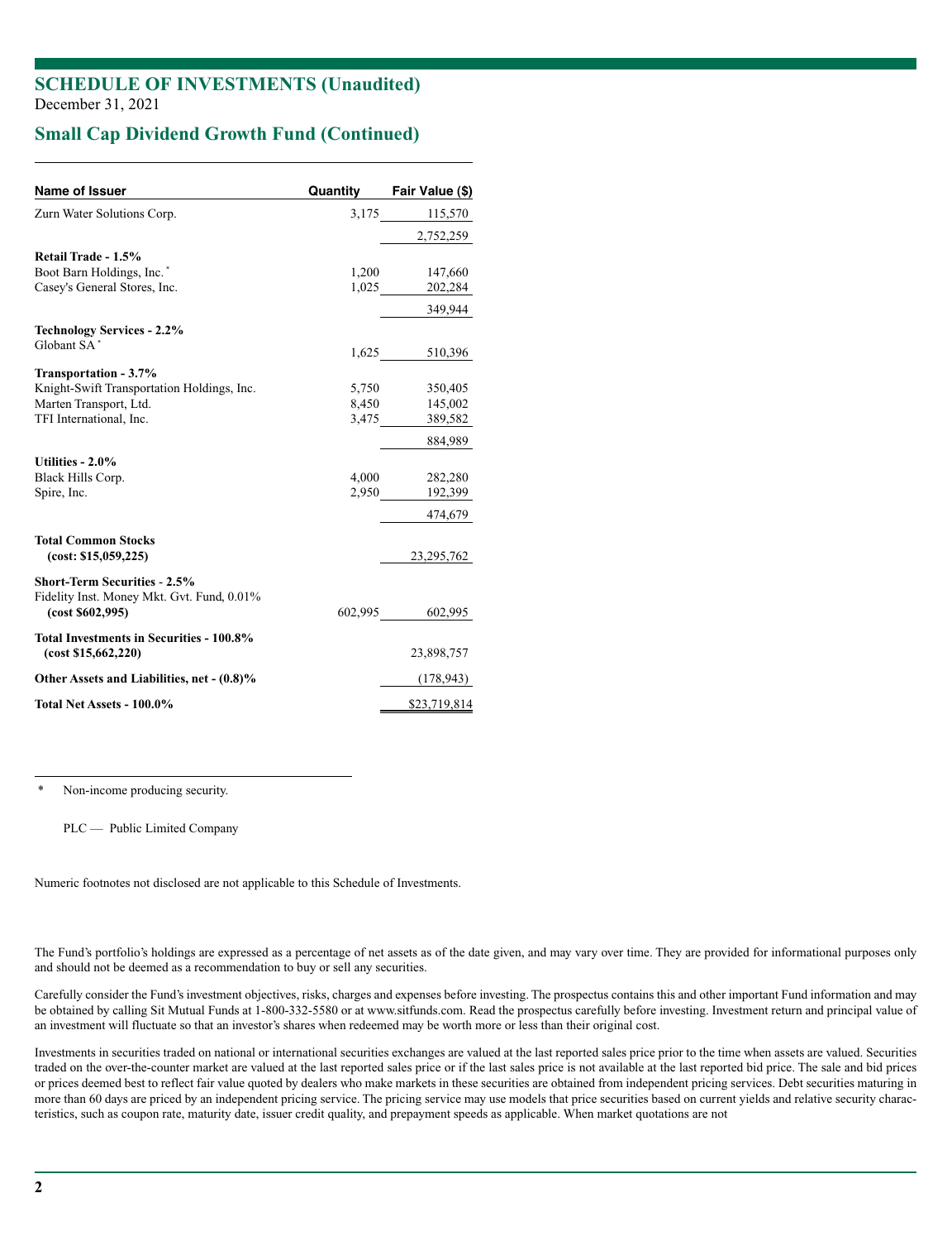# SCHEDULE OF INVESTMENTS (Unaudited)

December 31, 2021

## Small Cap Dividend Growth Fund (Continued)

| Name of Issuer | Quantity | Fair Value ($) |
|---|---|---|
| Zurn Water Solutions Corp. | 3,175 | 115,570 |
| | | 2,752,259 |
| **Retail Trade - 1.5%** | | |
| Boot Barn Holdings, Inc. * | 1,200 | 147,660 |
| Casey's General Stores, Inc. | 1,025 | 202,284 |
| | | 349,944 |
| **Technology Services - 2.2%** | | |
| Globant SA * | 1,625 | 510,396 |
| **Transportation - 3.7%** | | |
| Knight-Swift Transportation Holdings, Inc. | 5,750 | 350,405 |
| Marten Transport, Ltd. | 8,450 | 145,002 |
| TFI International, Inc. | 3,475 | 389,582 |
| | | 884,989 |
| **Utilities - 2.0%** | | |
| Black Hills Corp. | 4,000 | 282,280 |
| Spire, Inc. | 2,950 | 192,399 |
| | | 474,679 |
| **Total Common Stocks (cost: $15,059,225)** | | 23,295,762 |
| **Short-Term Securities - 2.5%** | | |
| Fidelity Inst. Money Mkt. Gvt. Fund, 0.01% **(cost $602,995)** | 602,995 | 602,995 |
| **Total Investments in Securities - 100.8% (cost $15,662,220)** | | 23,898,757 |
| **Other Assets and Liabilities, net - (0.8)%** | | (178,943) |
| **Total Net Assets - 100.0%** | | $23,719,814 |

\* Non-income producing security.

PLC — Public Limited Company

Numeric footnotes not disclosed are not applicable to this Schedule of Investments.

The Fund's portfolio's holdings are expressed as a percentage of net assets as of the date given, and may vary over time. They are provided for informational purposes only and should not be deemed as a recommendation to buy or sell any securities.

Carefully consider the Fund's investment objectives, risks, charges and expenses before investing. The prospectus contains this and other important Fund information and may be obtained by calling Sit Mutual Funds at 1-800-332-5580 or at www.sitfunds.com. Read the prospectus carefully before investing. Investment return and principal value of an investment will fluctuate so that an investor's shares when redeemed may be worth more or less than their original cost.

Investments in securities traded on national or international securities exchanges are valued at the last reported sales price prior to the time when assets are valued. Securities traded on the over-the-counter market are valued at the last reported sales price or if the last sales price is not available at the last reported bid price. The sale and bid prices or prices deemed best to reflect fair value quoted by dealers who make markets in these securities are obtained from independent pricing services. Debt securities maturing in more than 60 days are priced by an independent pricing service. The pricing service may use models that price securities based on current yields and relative security characteristics, such as coupon rate, maturity date, issuer credit quality, and prepayment speeds as applicable. When market quotations are not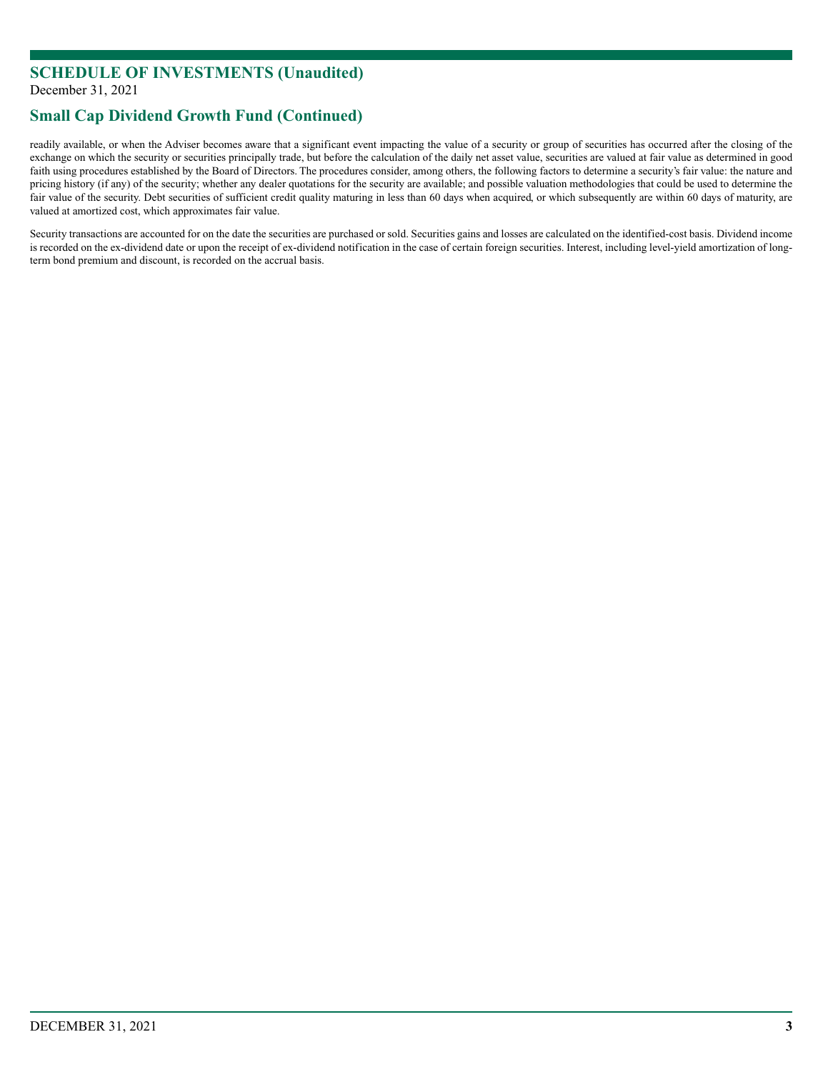# SCHEDULE OF INVESTMENTS (Unaudited)

December 31, 2021

## Small Cap Dividend Growth Fund (Continued)

readily available, or when the Adviser becomes aware that a significant event impacting the value of a security or group of securities has occurred after the closing of the exchange on which the security or securities principally trade, but before the calculation of the daily net asset value, securities are valued at fair value as determined in good faith using procedures established by the Board of Directors. The procedures consider, among others, the following factors to determine a security's fair value: the nature and pricing history (if any) of the security; whether any dealer quotations for the security are available; and possible valuation methodologies that could be used to determine the fair value of the security. Debt securities of sufficient credit quality maturing in less than 60 days when acquired, or which subsequently are within 60 days of maturity, are valued at amortized cost, which approximates fair value.

Security transactions are accounted for on the date the securities are purchased or sold. Securities gains and losses are calculated on the identified-cost basis. Dividend income is recorded on the ex-dividend date or upon the receipt of ex-dividend notification in the case of certain foreign securities. Interest, including level-yield amortization of long-term bond premium and discount, is recorded on the accrual basis.